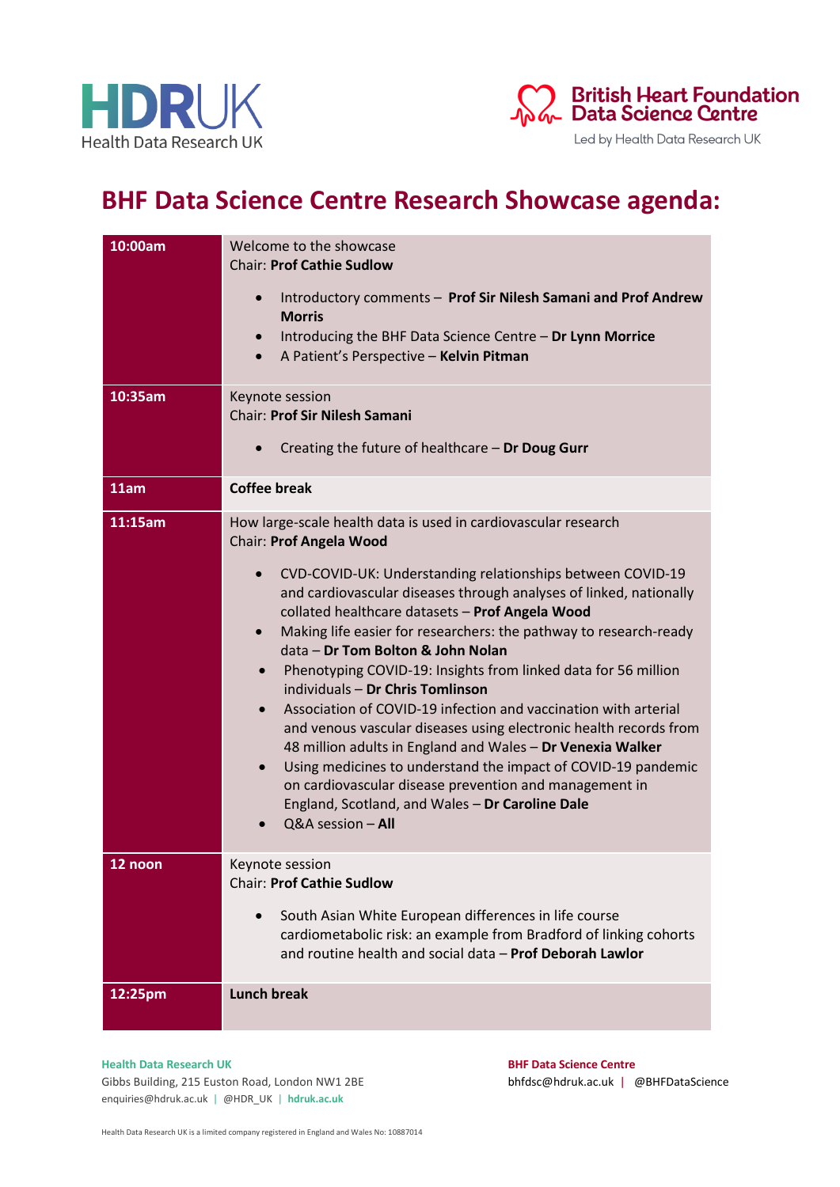HDRUK
Health Data Research UK

British Heart Foundation Data Science Centre
Led by Health Data Research UK

# BHF Data Science Centre Research Showcase agenda:

| | |
|---|---|
| **10:00am** | Welcome to the showcase<br>Chair: **Prof Cathie Sudlow**<br>• Introductory comments – **Prof Sir Nilesh Samani and Prof Andrew Morris**<br>• Introducing the BHF Data Science Centre – **Dr Lynn Morrice**<br>• A Patient's Perspective – **Kelvin Pitman** |
| **10:35am** | Keynote session<br>Chair: **Prof Sir Nilesh Samani**<br>• Creating the future of healthcare – **Dr Doug Gurr** |
| **11am** | **Coffee break** |
| **11:15am** | How large-scale health data is used in cardiovascular research<br>Chair: **Prof Angela Wood**<br>• CVD-COVID-UK: Understanding relationships between COVID-19 and cardiovascular diseases through analyses of linked, nationally collated healthcare datasets – **Prof Angela Wood**<br>• Making life easier for researchers: the pathway to research-ready data – **Dr Tom Bolton & John Nolan**<br>• Phenotyping COVID-19: Insights from linked data for 56 million individuals – **Dr Chris Tomlinson**<br>• Association of COVID-19 infection and vaccination with arterial and venous vascular diseases using electronic health records from 48 million adults in England and Wales – **Dr Venexia Walker**<br>• Using medicines to understand the impact of COVID-19 pandemic on cardiovascular disease prevention and management in England, Scotland, and Wales – **Dr Caroline Dale**<br>• Q&A session – **All** |
| **12 noon** | Keynote session<br>Chair: **Prof Cathie Sudlow**<br>• South Asian White European differences in life course cardiometabolic risk: an example from Bradford of linking cohorts and routine health and social data – **Prof Deborah Lawlor** |
| **12:25pm** | **Lunch break** |

**Health Data Research UK**
Gibbs Building, 215 Euston Road, London NW1 2BE
enquiries@hdruk.ac.uk | @HDR_UK | **hdruk.ac.uk**

**BHF Data Science Centre**
bhfdsc@hdruk.ac.uk | @BHFDataScience

Health Data Research UK is a limited company registered in England and Wales No: 10887014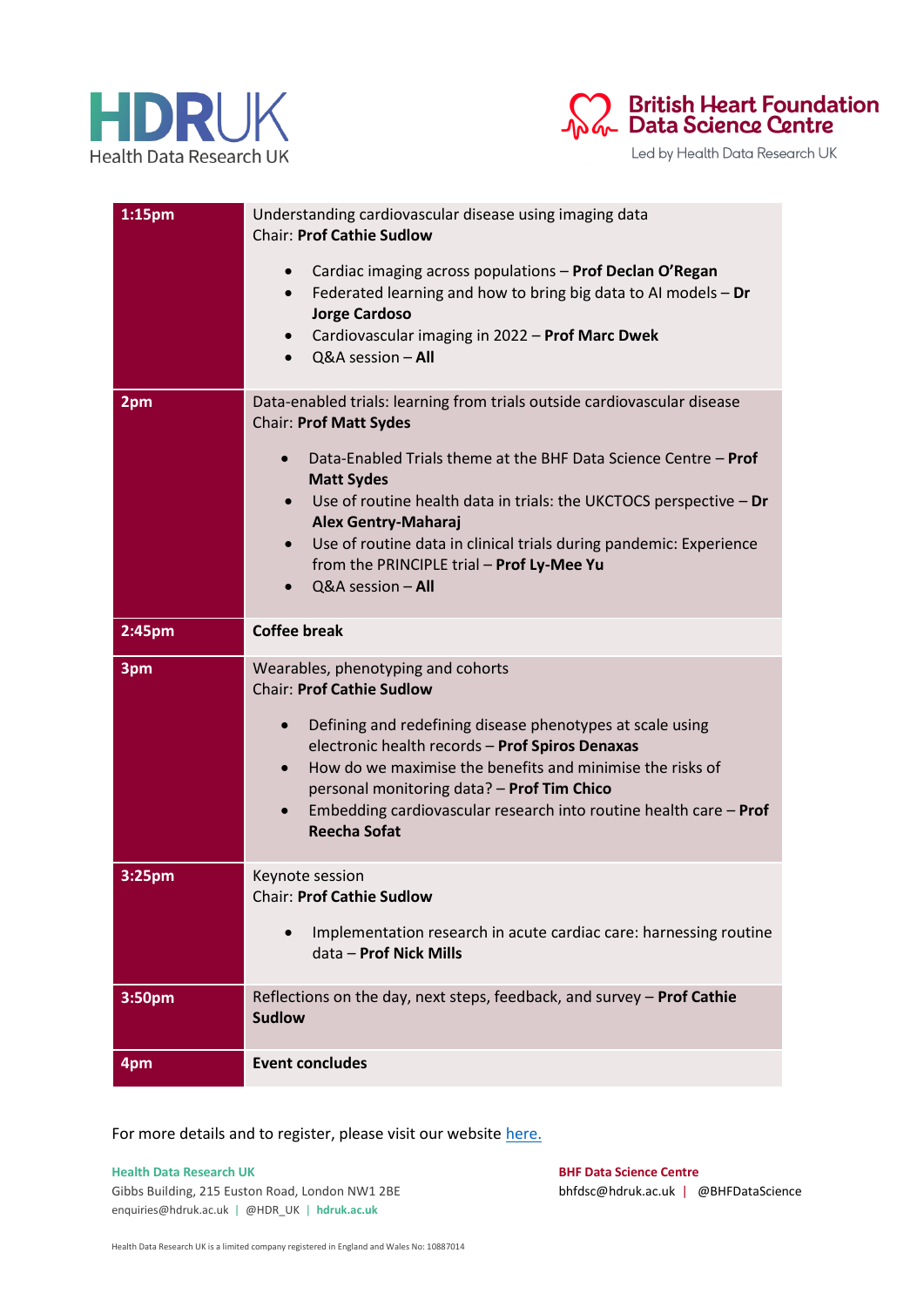| | |
|---|---|
| **1:15pm** | Understanding cardiovascular disease using imaging data<br>Chair: **Prof Cathie Sudlow**<br>• Cardiac imaging across populations – **Prof Declan O'Regan**<br>• Federated learning and how to bring big data to AI models – **Dr Jorge Cardoso**<br>• Cardiovascular imaging in 2022 – **Prof Marc Dwek**<br>• Q&A session – **All** |
| **2pm** | Data-enabled trials: learning from trials outside cardiovascular disease<br>Chair: **Prof Matt Sydes**<br>• Data-Enabled Trials theme at the BHF Data Science Centre – **Prof Matt Sydes**<br>• Use of routine health data in trials: the UKCTOCS perspective – **Dr Alex Gentry-Maharaj**<br>• Use of routine data in clinical trials during pandemic: Experience from the PRINCIPLE trial – **Prof Ly-Mee Yu**<br>• Q&A session – **All** |
| **2:45pm** | **Coffee break** |
| **3pm** | Wearables, phenotyping and cohorts<br>Chair: **Prof Cathie Sudlow**<br>• Defining and redefining disease phenotypes at scale using electronic health records – **Prof Spiros Denaxas**<br>• How do we maximise the benefits and minimise the risks of personal monitoring data? – **Prof Tim Chico**<br>• Embedding cardiovascular research into routine health care – **Prof Reecha Sofat** |
| **3:25pm** | Keynote session<br>Chair: **Prof Cathie Sudlow**<br>• Implementation research in acute cardiac care: harnessing routine data – **Prof Nick Mills** |
| **3:50pm** | Reflections on the day, next steps, feedback, and survey – **Prof Cathie Sudlow** |
| **4pm** | **Event concludes** |

For more details and to register, please visit our website here.

**Health Data Research UK**
Gibbs Building, 215 Euston Road, London NW1 2BE
enquiries@hdruk.ac.uk | @HDR_UK | **hdruk.ac.uk**

**BHF Data Science Centre**
bhfdsc@hdruk.ac.uk | @BHFDataScience

Health Data Research UK is a limited company registered in England and Wales No: 10887014